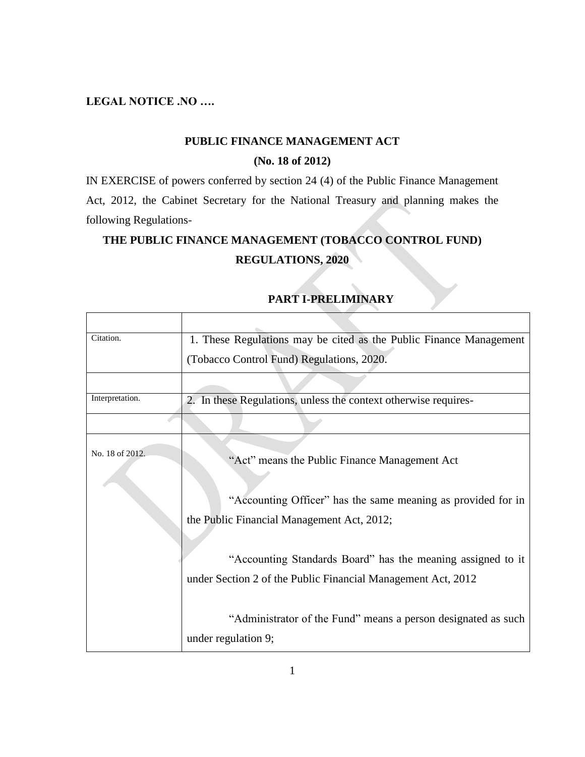**LEGAL NOTICE .NO ….**

**PUBLIC FINANCE MANAGEMENT ACT**

**(No. 18 of 2012)**

IN EXERCISE of powers conferred by section 24 (4) of the Public Finance Management Act, 2012, the Cabinet Secretary for the National Treasury and planning makes the following Regulations-

# THE PUBLIC FINANCE MANAGEMENT (TOBACCO CONTROL FUND) REGULATIONS, 2020

## PART I-PRELIMINARY

| | |
|---|---|
| Citation. | 1. These Regulations may be cited as the Public Finance Management (Tobacco Control Fund) Regulations, 2020. |
| | |
| Interpretation. | 2. In these Regulations, unless the context otherwise requires- |
| | |
| No. 18 of 2012. | "Act" means the Public Finance Management Act<br><br>"Accounting Officer" has the same meaning as provided for in the Public Financial Management Act, 2012;<br><br>"Accounting Standards Board" has the meaning assigned to it under Section 2 of the Public Financial Management Act, 2012<br><br>"Administrator of the Fund" means a person designated as such under regulation 9; |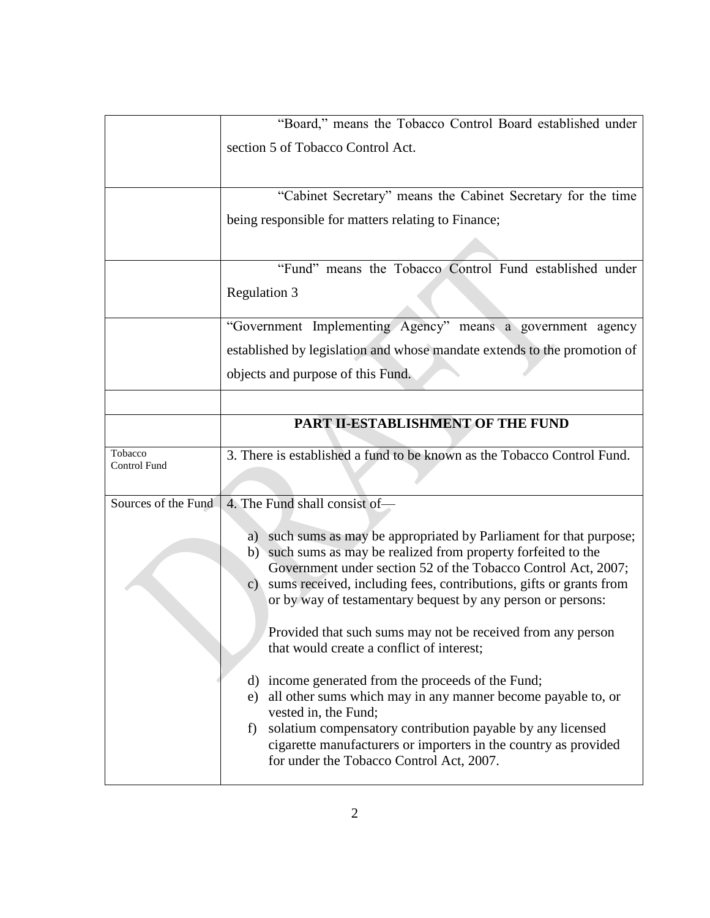| | |
|---|---|
| | "Board," means the Tobacco Control Board established under section 5 of Tobacco Control Act. |
| | "Cabinet Secretary" means the Cabinet Secretary for the time being responsible for matters relating to Finance; |
| | "Fund" means the Tobacco Control Fund established under Regulation 3 |
| | "Government Implementing Agency" means a government agency established by legislation and whose mandate extends to the promotion of objects and purpose of this Fund. |
| | |
| | **PART II-ESTABLISHMENT OF THE FUND** |
| Tobacco Control Fund | 3. There is established a fund to be known as the Tobacco Control Fund. |
| Sources of the Fund | 4. The Fund shall consist of—<br><br>a) such sums as may be appropriated by Parliament for that purpose;<br>b) such sums as may be realized from property forfeited to the Government under section 52 of the Tobacco Control Act, 2007;<br>c) sums received, including fees, contributions, gifts or grants from or by way of testamentary bequest by any person or persons:<br><br>Provided that such sums may not be received from any person that would create a conflict of interest;<br><br>d) income generated from the proceeds of the Fund;<br>e) all other sums which may in any manner become payable to, or vested in, the Fund;<br>f) solatium compensatory contribution payable by any licensed cigarette manufacturers or importers in the country as provided for under the Tobacco Control Act, 2007. |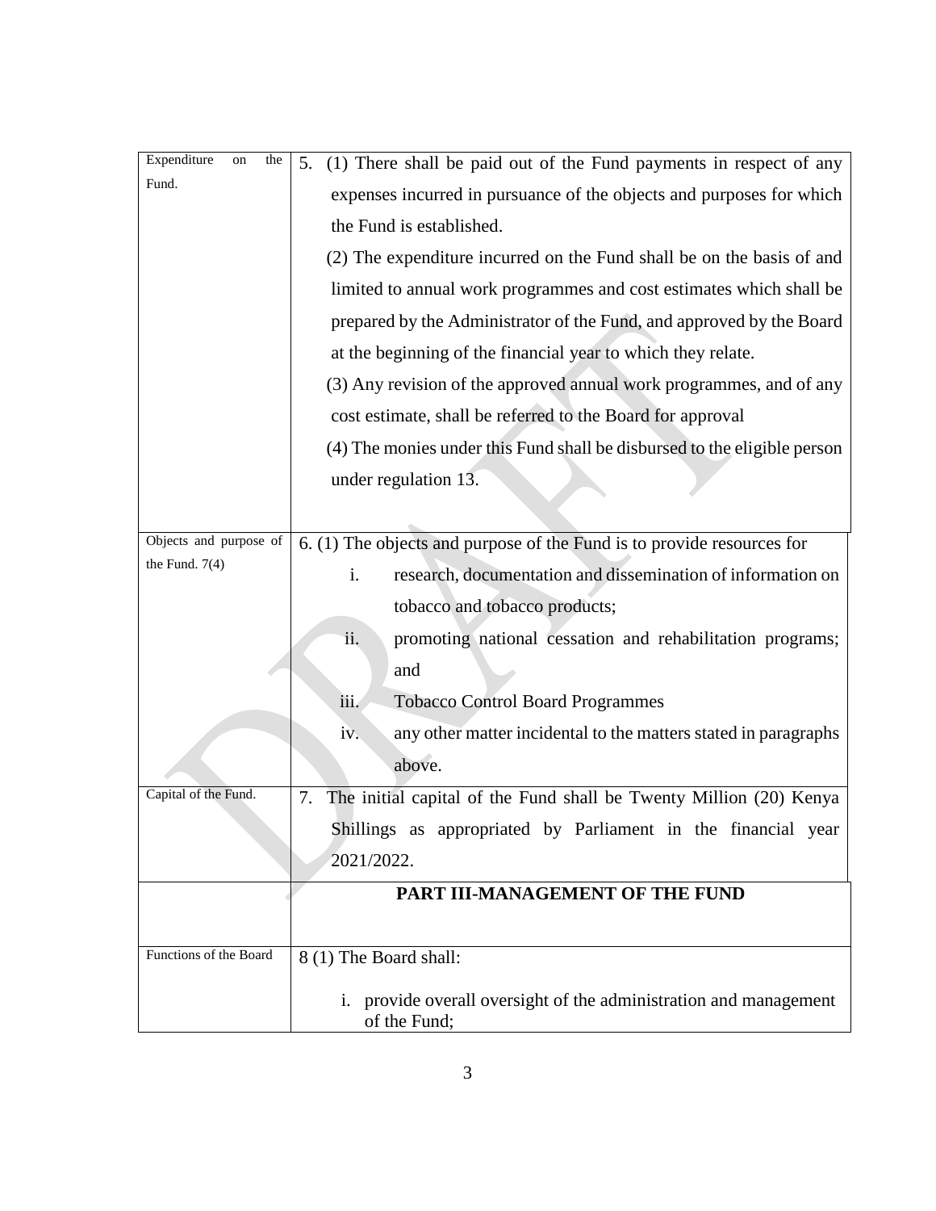| | |
|---|---|
| Expenditure on the Fund. | 5. (1) There shall be paid out of the Fund payments in respect of any expenses incurred in pursuance of the objects and purposes for which the Fund is established.<br>(2) The expenditure incurred on the Fund shall be on the basis of and limited to annual work programmes and cost estimates which shall be prepared by the Administrator of the Fund, and approved by the Board at the beginning of the financial year to which they relate.<br>(3) Any revision of the approved annual work programmes, and of any cost estimate, shall be referred to the Board for approval<br>(4) The monies under this Fund shall be disbursed to the eligible person under regulation 13. |
| Objects and purpose of the Fund. 7(4) | 6. (1) The objects and purpose of the Fund is to provide resources for<br>i. research, documentation and dissemination of information on tobacco and tobacco products;<br>ii. promoting national cessation and rehabilitation programs; and<br>iii. Tobacco Control Board Programmes<br>iv. any other matter incidental to the matters stated in paragraphs above. |
| Capital of the Fund. | 7. The initial capital of the Fund shall be Twenty Million (20) Kenya Shillings as appropriated by Parliament in the financial year 2021/2022. |
| | **PART III-MANAGEMENT OF THE FUND** |
| Functions of the Board | 8 (1) The Board shall:<br>i. provide overall oversight of the administration and management of the Fund; |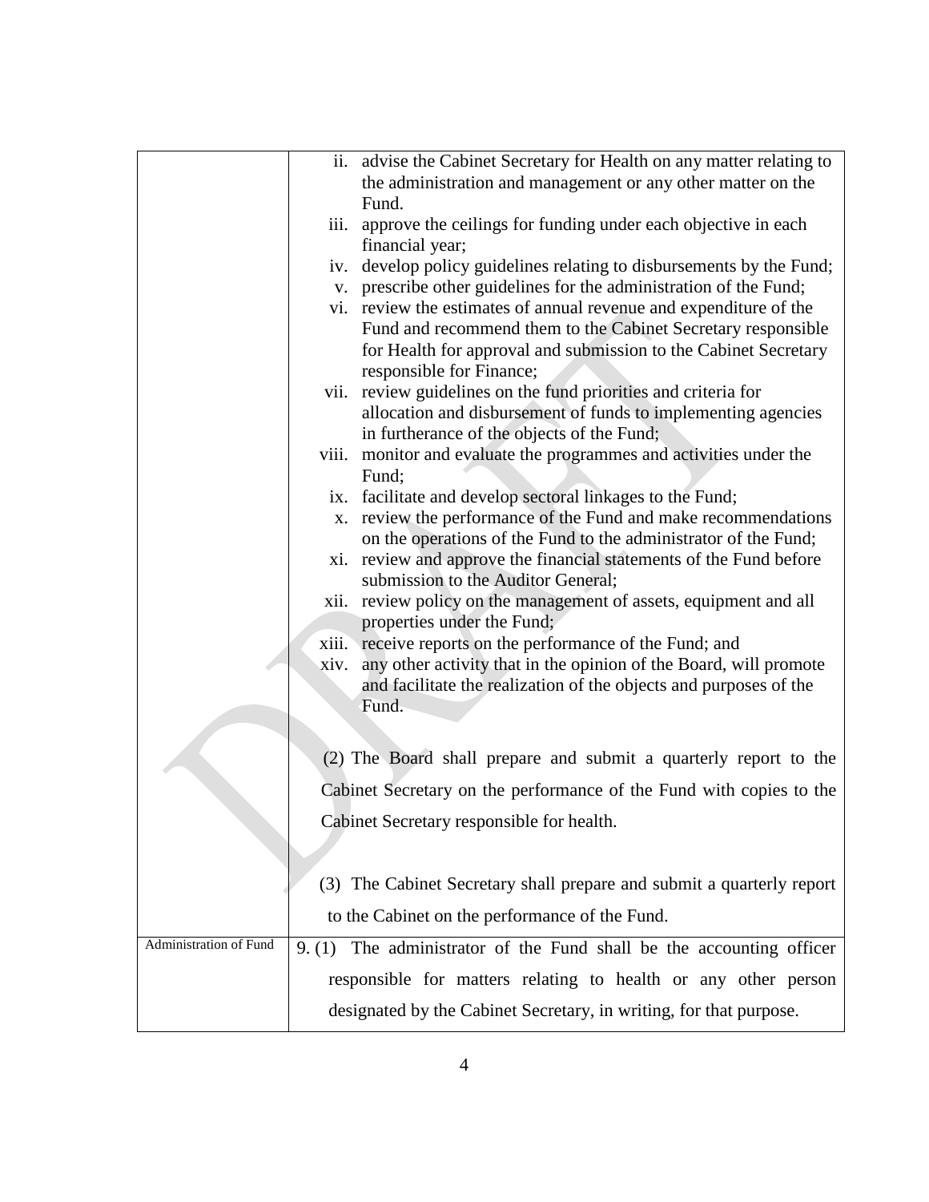| | |
|---|---|
| | ii. advise the Cabinet Secretary for Health on any matter relating to the administration and management or any other matter on the Fund.<br>iii. approve the ceilings for funding under each objective in each financial year;<br>iv. develop policy guidelines relating to disbursements by the Fund;<br>v. prescribe other guidelines for the administration of the Fund;<br>vi. review the estimates of annual revenue and expenditure of the Fund and recommend them to the Cabinet Secretary responsible for Health for approval and submission to the Cabinet Secretary responsible for Finance;<br>vii. review guidelines on the fund priorities and criteria for allocation and disbursement of funds to implementing agencies in furtherance of the objects of the Fund;<br>viii. monitor and evaluate the programmes and activities under the Fund;<br>ix. facilitate and develop sectoral linkages to the Fund;<br>x. review the performance of the Fund and make recommendations on the operations of the Fund to the administrator of the Fund;<br>xi. review and approve the financial statements of the Fund before submission to the Auditor General;<br>xii. review policy on the management of assets, equipment and all properties under the Fund;<br>xiii. receive reports on the performance of the Fund; and<br>xiv. any other activity that in the opinion of the Board, will promote and facilitate the realization of the objects and purposes of the Fund.<br><br>(2) The Board shall prepare and submit a quarterly report to the Cabinet Secretary on the performance of the Fund with copies to the Cabinet Secretary responsible for health.<br><br>(3) The Cabinet Secretary shall prepare and submit a quarterly report to the Cabinet on the performance of the Fund. |
| Administration of Fund | 9. (1) The administrator of the Fund shall be the accounting officer responsible for matters relating to health or any other person designated by the Cabinet Secretary, in writing, for that purpose. |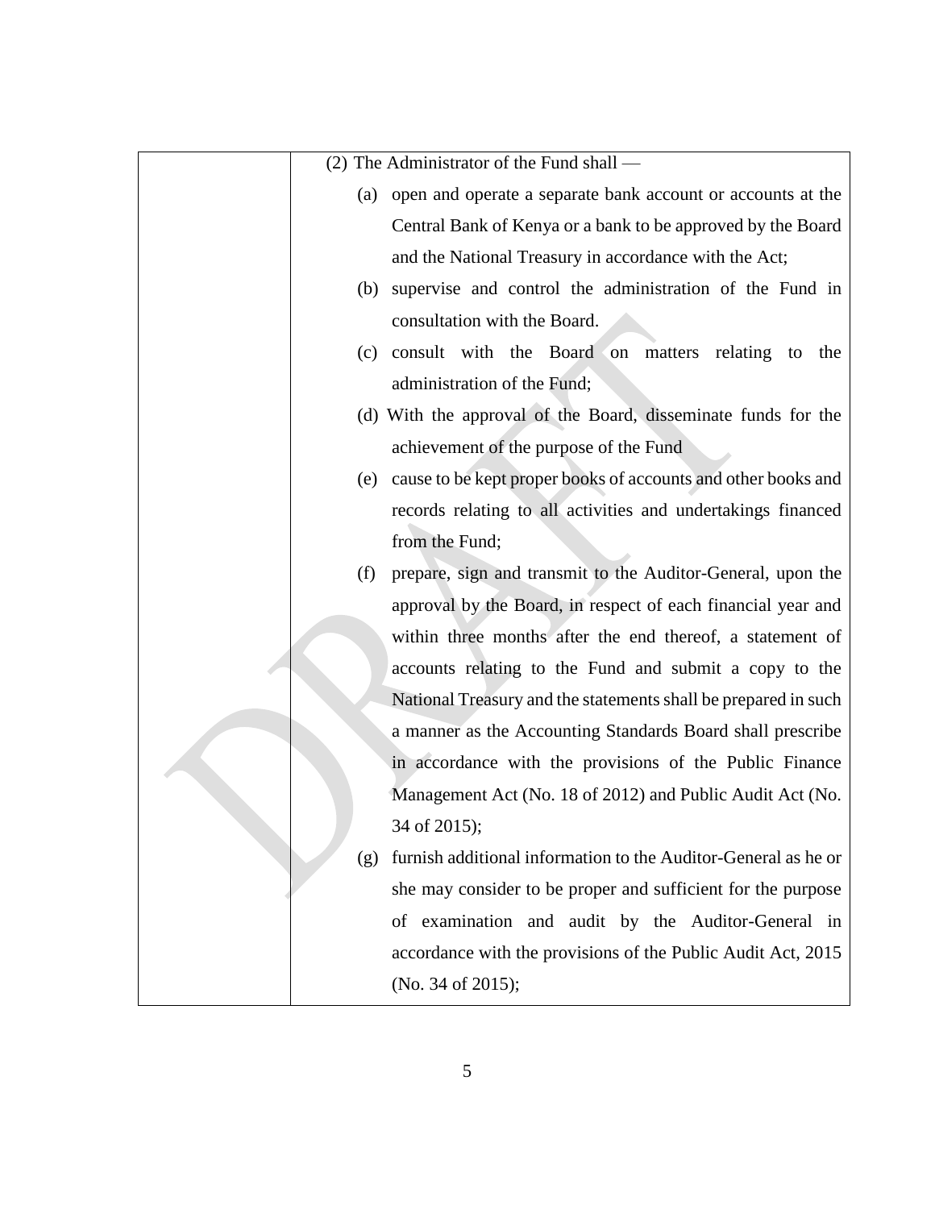(2) The Administrator of the Fund shall —

(a) open and operate a separate bank account or accounts at the Central Bank of Kenya or a bank to be approved by the Board and the National Treasury in accordance with the Act;

(b) supervise and control the administration of the Fund in consultation with the Board.

(c) consult with the Board on matters relating to the administration of the Fund;

(d) With the approval of the Board, disseminate funds for the achievement of the purpose of the Fund

(e) cause to be kept proper books of accounts and other books and records relating to all activities and undertakings financed from the Fund;

(f) prepare, sign and transmit to the Auditor-General, upon the approval by the Board, in respect of each financial year and within three months after the end thereof, a statement of accounts relating to the Fund and submit a copy to the National Treasury and the statements shall be prepared in such a manner as the Accounting Standards Board shall prescribe in accordance with the provisions of the Public Finance Management Act (No. 18 of 2012) and Public Audit Act (No. 34 of 2015);

(g) furnish additional information to the Auditor-General as he or she may consider to be proper and sufficient for the purpose of examination and audit by the Auditor-General in accordance with the provisions of the Public Audit Act, 2015 (No. 34 of 2015);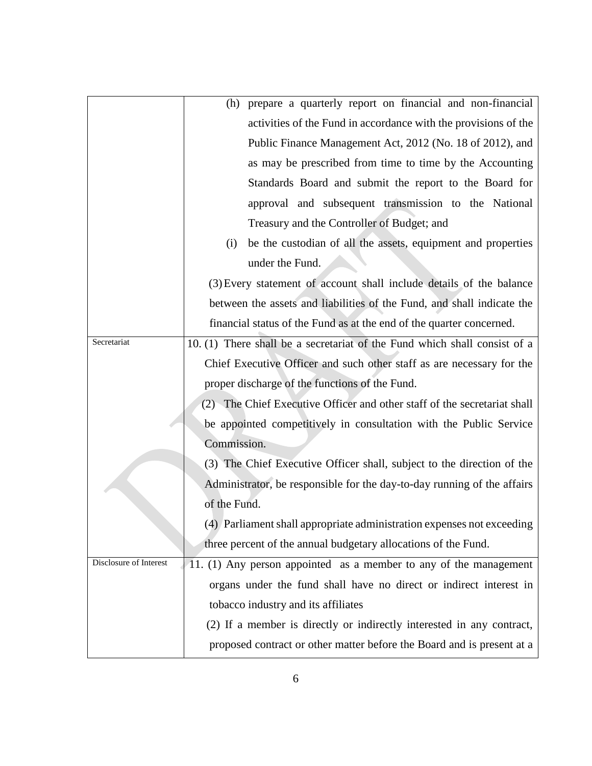| | |
|---|---|
| | (h) prepare a quarterly report on financial and non-financial activities of the Fund in accordance with the provisions of the Public Finance Management Act, 2012 (No. 18 of 2012), and as may be prescribed from time to time by the Accounting Standards Board and submit the report to the Board for approval and subsequent transmission to the National Treasury and the Controller of Budget; and<br>(i) be the custodian of all the assets, equipment and properties under the Fund.<br>(3) Every statement of account shall include details of the balance between the assets and liabilities of the Fund, and shall indicate the financial status of the Fund as at the end of the quarter concerned. |
| Secretariat | 10. (1) There shall be a secretariat of the Fund which shall consist of a Chief Executive Officer and such other staff as are necessary for the proper discharge of the functions of the Fund.<br>(2) The Chief Executive Officer and other staff of the secretariat shall be appointed competitively in consultation with the Public Service Commission.<br>(3) The Chief Executive Officer shall, subject to the direction of the Administrator, be responsible for the day-to-day running of the affairs of the Fund.<br>(4) Parliament shall appropriate administration expenses not exceeding three percent of the annual budgetary allocations of the Fund. |
| Disclosure of Interest | 11. (1) Any person appointed as a member to any of the management organs under the fund shall have no direct or indirect interest in tobacco industry and its affiliates<br>(2) If a member is directly or indirectly interested in any contract, proposed contract or other matter before the Board and is present at a |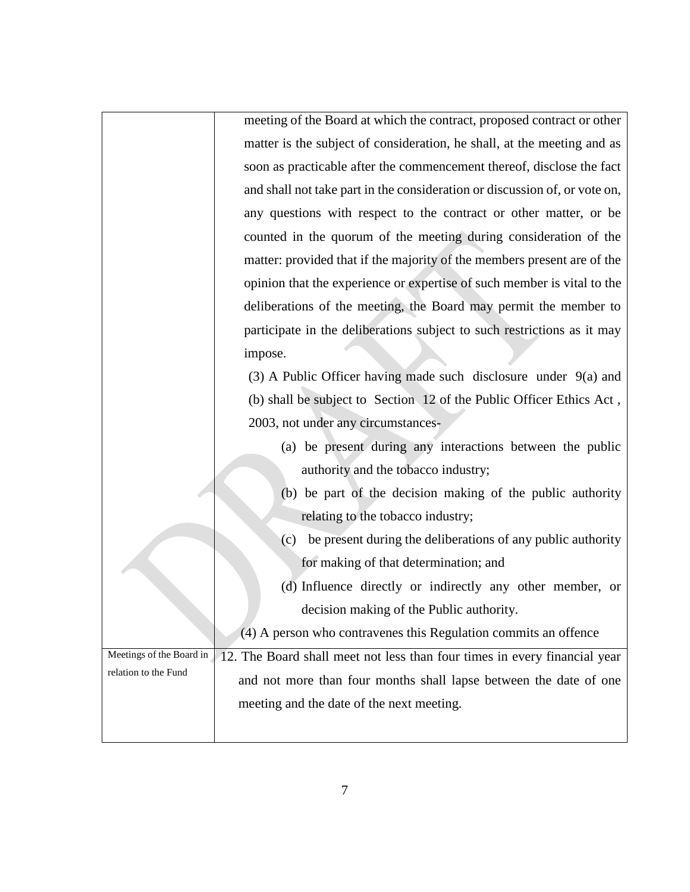| | |
|---|---|
| | meeting of the Board at which the contract, proposed contract or other matter is the subject of consideration, he shall, at the meeting and as soon as practicable after the commencement thereof, disclose the fact and shall not take part in the consideration or discussion of, or vote on, any questions with respect to the contract or other matter, or be counted in the quorum of the meeting during consideration of the matter: provided that if the majority of the members present are of the opinion that the experience or expertise of such member is vital to the deliberations of the meeting, the Board may permit the member to participate in the deliberations subject to such restrictions as it may impose.<br>(3) A Public Officer having made such disclosure under 9(a) and (b) shall be subject to Section 12 of the Public Officer Ethics Act , 2003, not under any circumstances-<br>(a) be present during any interactions between the public authority and the tobacco industry;<br>(b) be part of the decision making of the public authority relating to the tobacco industry;<br>(c) be present during the deliberations of any public authority for making of that determination; and<br>(d) Influence directly or indirectly any other member, or decision making of the Public authority.<br>(4) A person who contravenes this Regulation commits an offence |
| Meetings of the Board in relation to the Fund | 12. The Board shall meet not less than four times in every financial year and not more than four months shall lapse between the date of one meeting and the date of the next meeting. |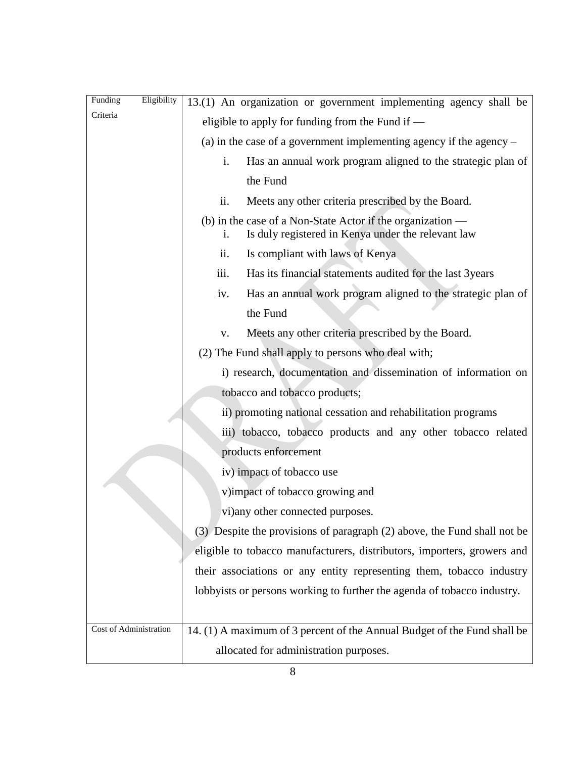| | |
|---|---|
| Funding Eligibility Criteria | 13.(1) An organization or government implementing agency shall be eligible to apply for funding from the Fund if —<br>(a) in the case of a government implementing agency if the agency –<br>i. Has an annual work program aligned to the strategic plan of the Fund<br>ii. Meets any other criteria prescribed by the Board.<br>(b) in the case of a Non-State Actor if the organization —<br>i. Is duly registered in Kenya under the relevant law<br>ii. Is compliant with laws of Kenya<br>iii. Has its financial statements audited for the last 3years<br>iv. Has an annual work program aligned to the strategic plan of the Fund<br>v. Meets any other criteria prescribed by the Board.<br>(2) The Fund shall apply to persons who deal with;<br>i) research, documentation and dissemination of information on tobacco and tobacco products;<br>ii) promoting national cessation and rehabilitation programs<br>iii) tobacco, tobacco products and any other tobacco related products enforcement<br>iv) impact of tobacco use<br>v)impact of tobacco growing and<br>vi)any other connected purposes.<br>(3) Despite the provisions of paragraph (2) above, the Fund shall not be eligible to tobacco manufacturers, distributors, importers, growers and their associations or any entity representing them, tobacco industry lobbyists or persons working to further the agenda of tobacco industry. |
| Cost of Administration | 14. (1) A maximum of 3 percent of the Annual Budget of the Fund shall be allocated for administration purposes. |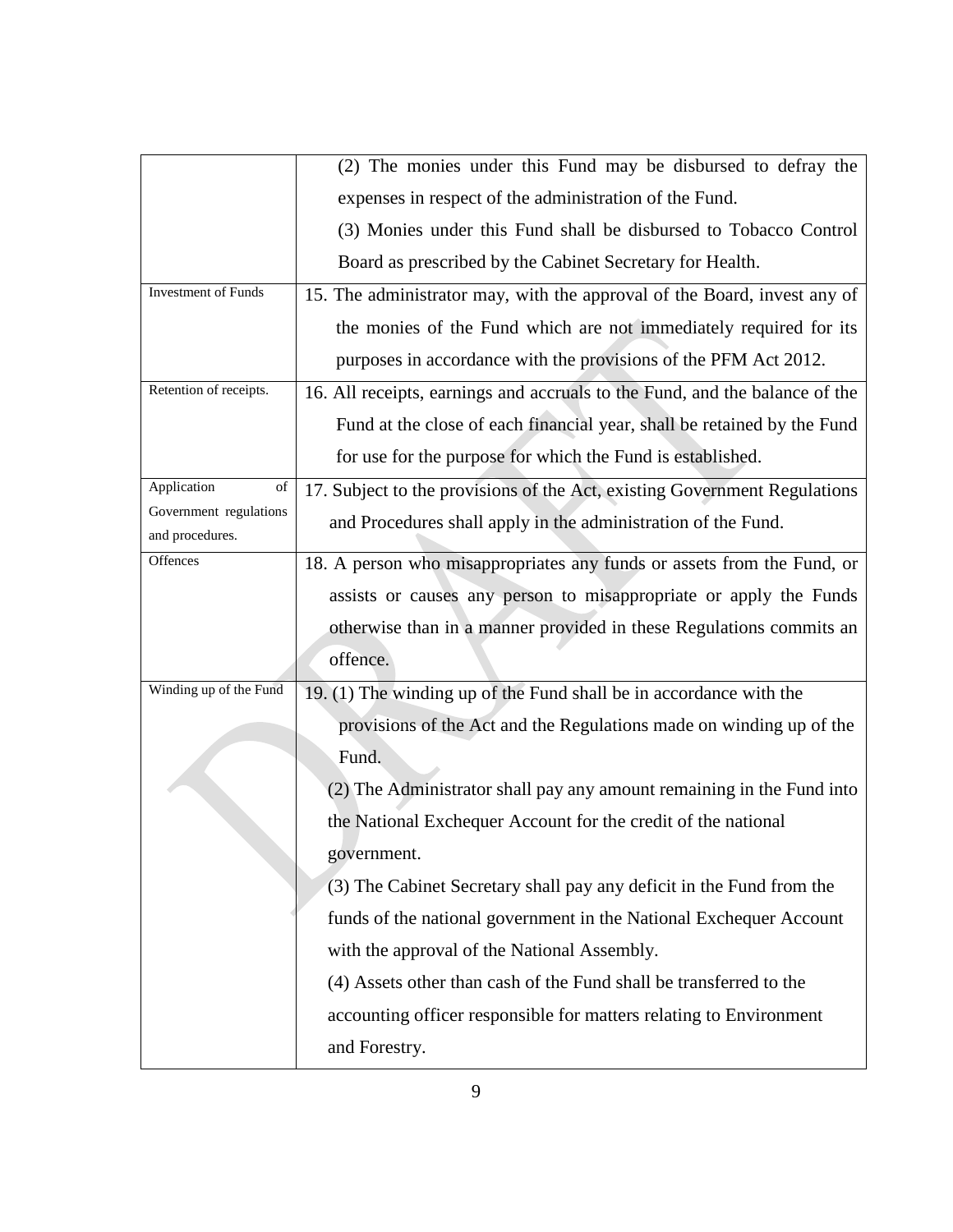| | |
|---|---|
| | (2) The monies under this Fund may be disbursed to defray the expenses in respect of the administration of the Fund.<br>(3) Monies under this Fund shall be disbursed to Tobacco Control Board as prescribed by the Cabinet Secretary for Health. |
| Investment of Funds | 15. The administrator may, with the approval of the Board, invest any of the monies of the Fund which are not immediately required for its purposes in accordance with the provisions of the PFM Act 2012. |
| Retention of receipts. | 16. All receipts, earnings and accruals to the Fund, and the balance of the Fund at the close of each financial year, shall be retained by the Fund for use for the purpose for which the Fund is established. |
| Application of Government regulations and procedures. | 17. Subject to the provisions of the Act, existing Government Regulations and Procedures shall apply in the administration of the Fund. |
| Offences | 18. A person who misappropriates any funds or assets from the Fund, or assists or causes any person to misappropriate or apply the Funds otherwise than in a manner provided in these Regulations commits an offence. |
| Winding up of the Fund | 19. (1) The winding up of the Fund shall be in accordance with the provisions of the Act and the Regulations made on winding up of the Fund.<br>(2) The Administrator shall pay any amount remaining in the Fund into the National Exchequer Account for the credit of the national government.<br>(3) The Cabinet Secretary shall pay any deficit in the Fund from the funds of the national government in the National Exchequer Account with the approval of the National Assembly.<br>(4) Assets other than cash of the Fund shall be transferred to the accounting officer responsible for matters relating to Environment and Forestry. |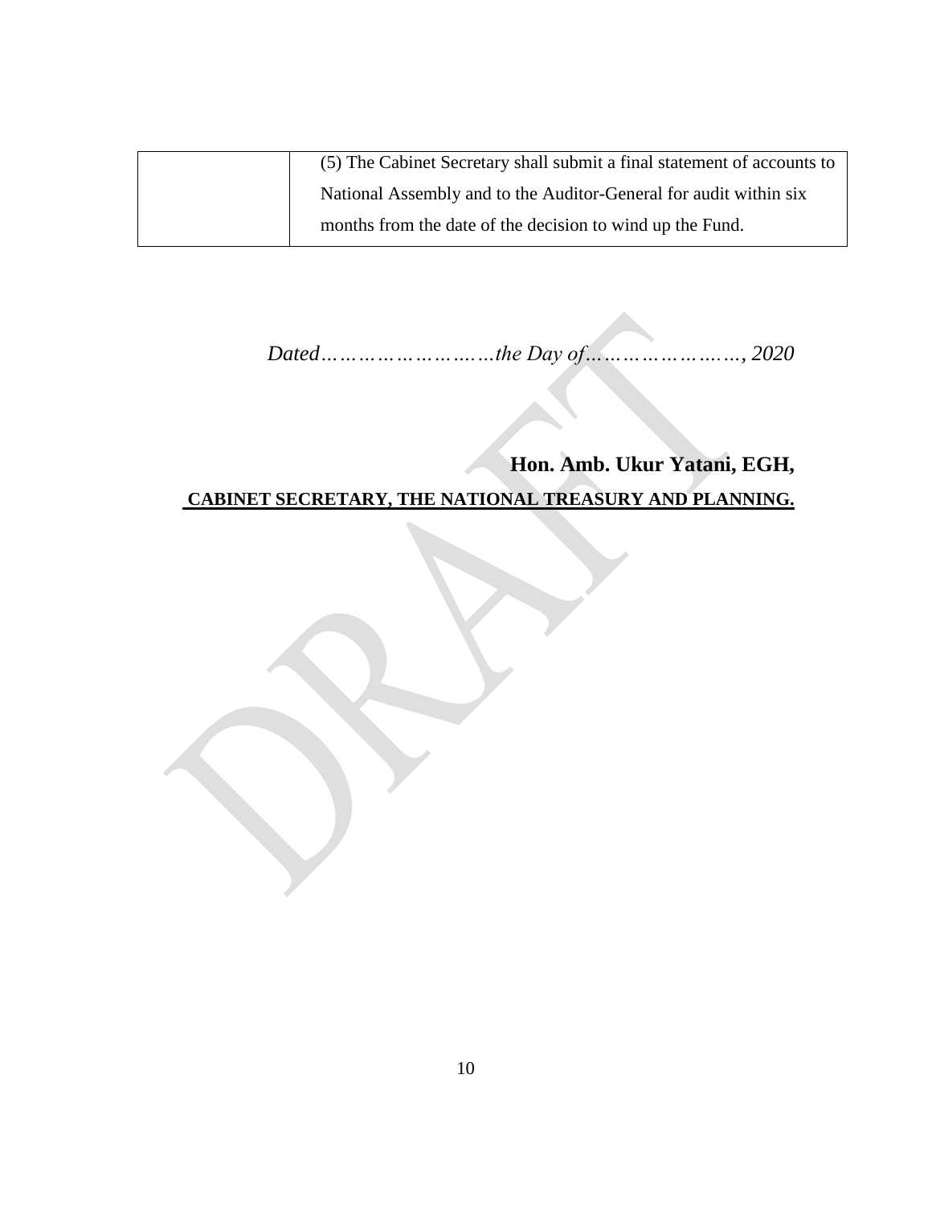| | |
|---|---|
| | (5) The Cabinet Secretary shall submit a final statement of accounts to National Assembly and to the Auditor-General for audit within six months from the date of the decision to wind up the Fund. |

*Dated……………………the Day of……………………, 2020*

**Hon. Amb. Ukur Yatani, EGH,**

**CABINET SECRETARY, THE NATIONAL TREASURY AND PLANNING.**